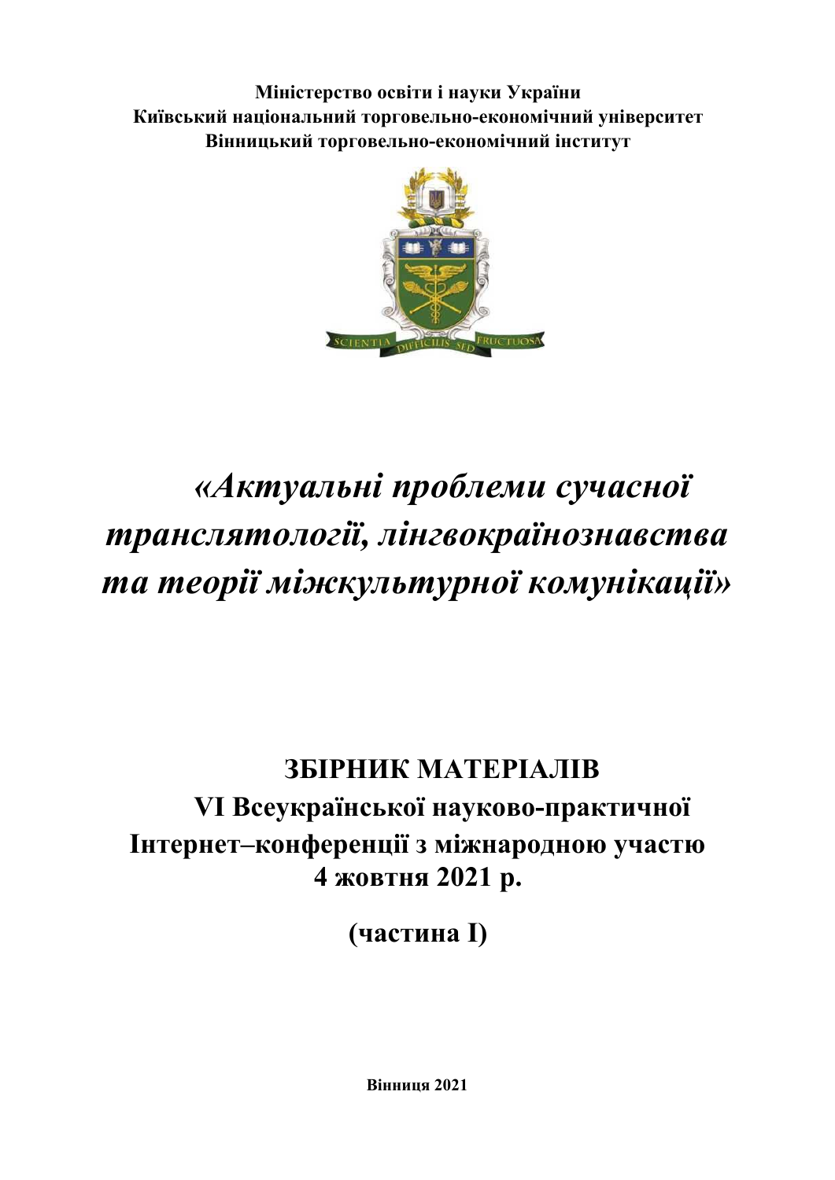**Міністерство освіти і науки України**
**Київський національний торговельно-економічний університет**
**Вінницький торговельно-економічний інститут**

SCIENTIA DIFFICILIS SED FRUCTUOSA

# *«Актуальні проблеми сучасної транслятології, лінгвокраїнознавства та теорії міжкультурної комунікації»*

## ЗБІРНИК МАТЕРІАЛІВ

**VI Всеукраїнської науково-практичної Інтернет–конференції з міжнародною участю**
**4 жовтня 2021 р.**

**(частина І)**

**Вінниця 2021**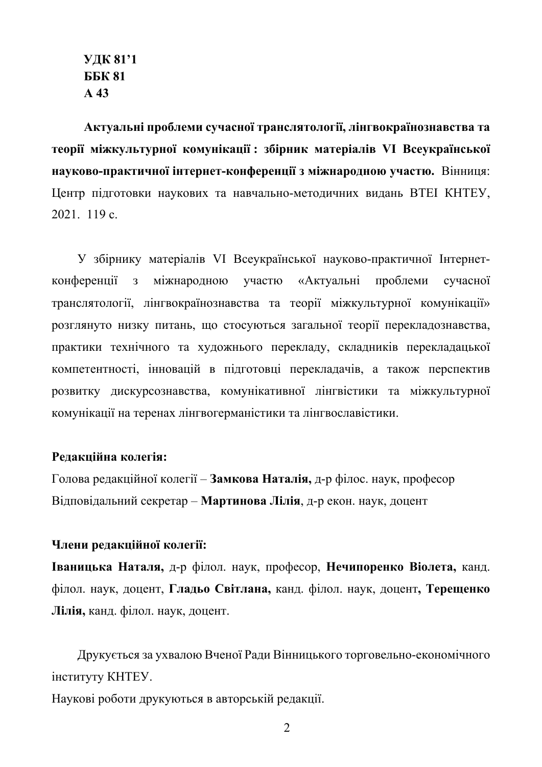**УДК 81’1**
**ББК 81**
**А 43**

**Актуальні проблеми сучасної транслятології, лінгвокраїнознавства та теорії міжкультурної комунікації : збірник матеріалів VI Всеукраїнської науково-практичної інтернет-конференції з міжнародною участю.** Вінниця: Центр підготовки наукових та навчально-методичних видань ВТЕІ КНТЕУ, 2021. 119 с.

У збірнику матеріалів VI Всеукраїнської науково-практичної Інтернет-конференції з міжнародною участю «Актуальні проблеми сучасної транслятології, лінгвокраїнознавства та теорії міжкультурної комунікації» розглянуто низку питань, що стосуються загальної теорії перекладознавства, практики технічного та художнього перекладу, складників перекладацької компетентності, інновацій в підготовці перекладачів, а також перспектив розвитку дискурсознавства, комунікативної лінгвістики та міжкультурної комунікації на теренах лінгвогерманістики та лінгвославістики.

**Редакційна колегія:**

Голова редакційної колегії – **Замкова Наталія,** д-р філос. наук, професор
Відповідальний секретар – **Мартинова Лілія**, д-р екон. наук, доцент

**Члени редакційної колегії:**

**Іваницька Наталя,** д-р філол. наук, професор, **Нечипоренко Віолета,** канд. філол. наук, доцент, **Гладьо Світлана,** канд. філол. наук, доцент**, Терещенко Лілія,** канд. філол. наук, доцент.

Друкується за ухвалою Вченої Ради Вінницького торговельно-економічного інституту КНТЕУ.
Наукові роботи друкуються в авторській редакції.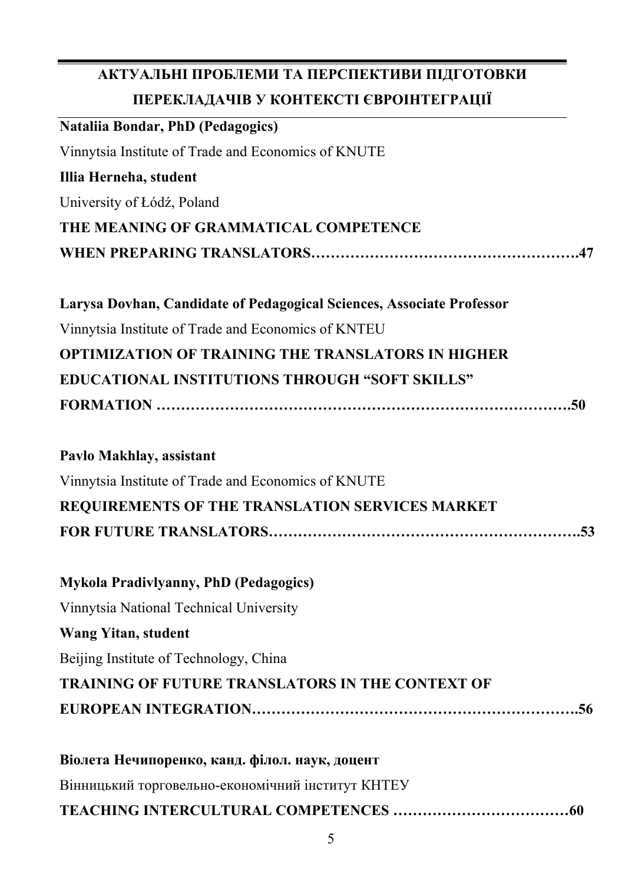## АКТУАЛЬНІ ПРОБЛЕМИ ТА ПЕРСПЕКТИВИ ПІДГОТОВКИ ПЕРЕКЛАДАЧІВ У КОНТЕКСТІ ЄВРОІНТЕГРАЦІЇ

**Nataliia Bondar, PhD (Pedagogics)**
Vinnytsia Institute of Trade and Economics of KNUTE
**Illia Herneha, student**
University of Łódź, Poland
**THE MEANING OF GRAMMATICAL COMPETENCE WHEN PREPARING TRANSLATORS……………………………………………….47**

**Larysa Dovhan, Candidate of Pedagogical Sciences, Associate Professor**
Vinnytsia Institute of Trade and Economics of KNTEU
**OPTIMIZATION OF TRAINING THE TRANSLATORS IN HIGHER EDUCATIONAL INSTITUTIONS THROUGH "SOFT SKILLS" FORMATION ……………………………………………………………………….50**

**Pavlo Makhlay, assistant**
Vinnytsia Institute of Trade and Economics of KNUTE
**REQUIREMENTS OF THE TRANSLATION SERVICES MARKET FOR FUTURE TRANSLATORS………………………………………………………..53**

**Mykola Pradivlyanny, PhD (Pedagogics)**
Vinnytsia National Technical University
**Wang Yitan, student**
Beijing Institute of Technology, China
**TRAINING OF FUTURE TRANSLATORS IN THE CONTEXT OF EUROPEAN INTEGRATION…………………………………………………………..56**

**Віолета Нечипоренко, канд. філол. наук, доцент**
Вінницький торговельно-економічний інститут КНТЕУ
**TEACHING INTERCULTURAL COMPETENCES ………………………………60**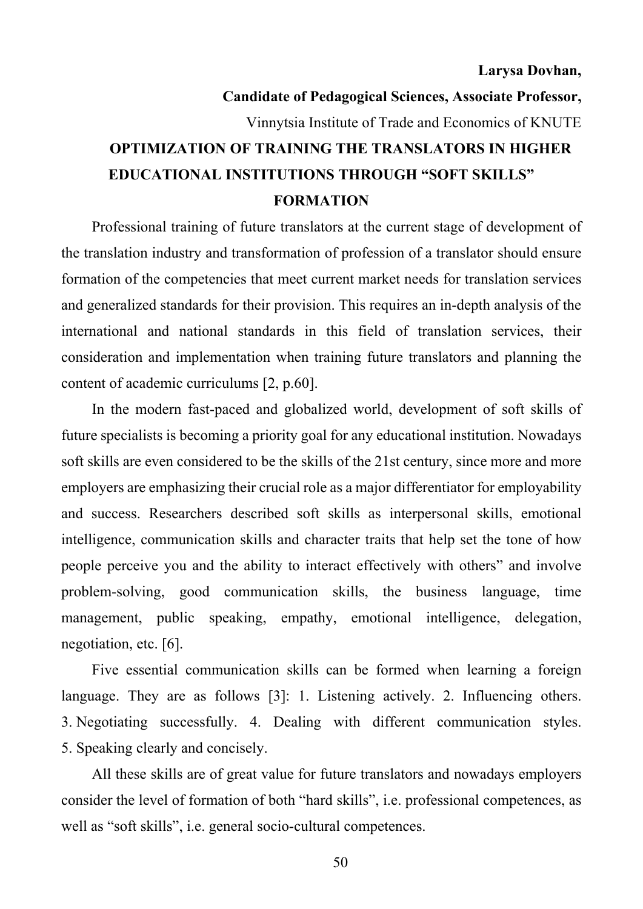**Larysa Dovhan,**

**Candidate of Pedagogical Sciences, Associate Professor,**

Vinnytsia Institute of Trade and Economics of KNUTE

# OPTIMIZATION OF TRAINING THE TRANSLATORS IN HIGHER EDUCATIONAL INSTITUTIONS THROUGH "SOFT SKILLS" FORMATION

Professional training of future translators at the current stage of development of the translation industry and transformation of profession of a translator should ensure formation of the competencies that meet current market needs for translation services and generalized standards for their provision. This requires an in-depth analysis of the international and national standards in this field of translation services, their consideration and implementation when training future translators and planning the content of academic curriculums [2, p.60].

In the modern fast-paced and globalized world, development of soft skills of future specialists is becoming a priority goal for any educational institution. Nowadays soft skills are even considered to be the skills of the 21st century, since more and more employers are emphasizing their crucial role as a major differentiator for employability and success. Researchers described soft skills as interpersonal skills, emotional intelligence, communication skills and character traits that help set the tone of how people perceive you and the ability to interact effectively with others" and involve problem-solving, good communication skills, the business language, time management, public speaking, empathy, emotional intelligence, delegation, negotiation, etc. [6].

Five essential communication skills can be formed when learning a foreign language. They are as follows [3]: 1. Listening actively. 2. Influencing others. 3. Negotiating successfully. 4. Dealing with different communication styles. 5. Speaking clearly and concisely.

All these skills are of great value for future translators and nowadays employers consider the level of formation of both "hard skills", i.e. professional competences, as well as "soft skills", i.e. general socio-cultural competences.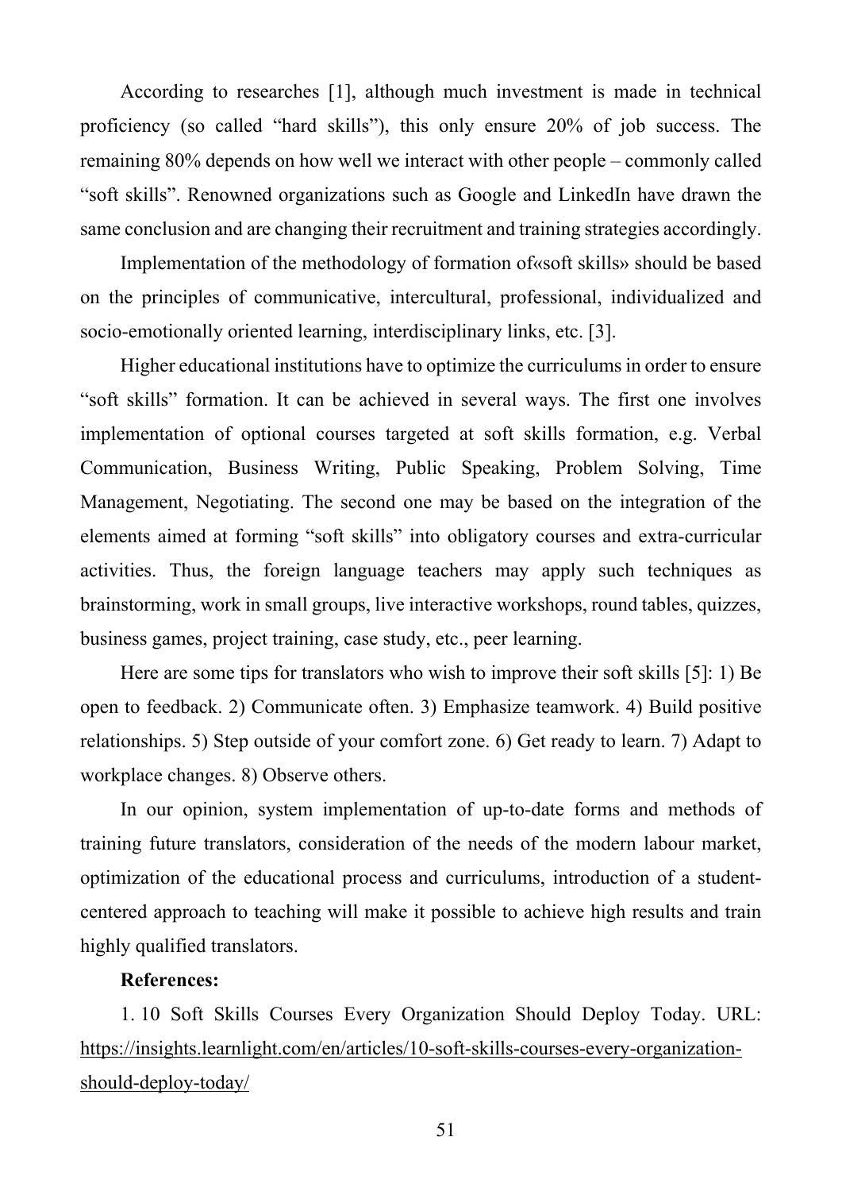According to researches [1], although much investment is made in technical proficiency (so called "hard skills"), this only ensure 20% of job success. The remaining 80% depends on how well we interact with other people – commonly called "soft skills". Renowned organizations such as Google and LinkedIn have drawn the same conclusion and are changing their recruitment and training strategies accordingly.

Implementation of the methodology of formation of«soft skills» should be based on the principles of communicative, intercultural, professional, individualized and socio-emotionally oriented learning, interdisciplinary links, etc. [3].

Higher educational institutions have to optimize the curriculums in order to ensure "soft skills" formation. It can be achieved in several ways. The first one involves implementation of optional courses targeted at soft skills formation, e.g. Verbal Communication, Business Writing, Public Speaking, Problem Solving, Time Management, Negotiating. The second one may be based on the integration of the elements aimed at forming "soft skills" into obligatory courses and extra-curricular activities. Thus, the foreign language teachers may apply such techniques as brainstorming, work in small groups, live interactive workshops, round tables, quizzes, business games, project training, case study, etc., peer learning.

Here are some tips for translators who wish to improve their soft skills [5]: 1) Be open to feedback. 2) Communicate often. 3) Emphasize teamwork. 4) Build positive relationships. 5) Step outside of your comfort zone. 6) Get ready to learn. 7) Adapt to workplace changes. 8) Observe others.

In our opinion, system implementation of up-to-date forms and methods of training future translators, consideration of the needs of the modern labour market, optimization of the educational process and curriculums, introduction of a student-centered approach to teaching will make it possible to achieve high results and train highly qualified translators.

**References:**

1. 10 Soft Skills Courses Every Organization Should Deploy Today. URL: https://insights.learnlight.com/en/articles/10-soft-skills-courses-every-organization-should-deploy-today/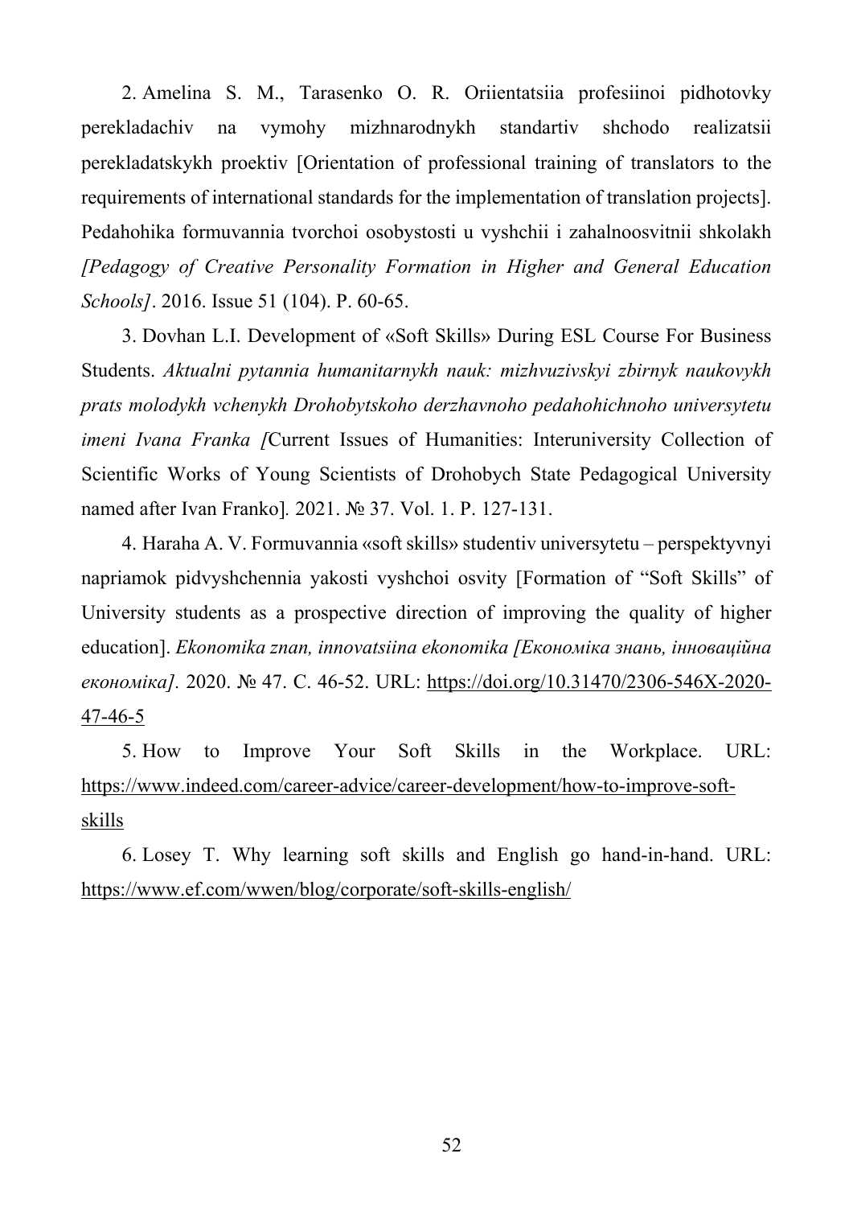2. Amelina S. M., Tarasenko O. R. Oriientatsiia profesiinoi pidhotovky perekladachiv na vymohy mizhnarodnykh standartiv shchodo realizatsii perekladatskykh proektiv [Orientation of professional training of translators to the requirements of international standards for the implementation of translation projects]. Pedahohika formuvannia tvorchoi osobystosti u vyshchii i zahalnoosvitnii shkolakh *[Pedagogy of Creative Personality Formation in Higher and General Education Schools]*. 2016. Issue 51 (104). P. 60-65.

3. Dovhan L.I. Development of «Soft Skills» During ESL Course For Business Students. *Aktualni pytannia humanitarnykh nauk: mizhvuzivskyi zbirnyk naukovykh prats molodykh vchenykh Drohobytskoho derzhavnoho pedahohichnoho universytetu imeni Ivana Franka [*Current Issues of Humanities: Interuniversity Collection of Scientific Works of Young Scientists of Drohobych State Pedagogical University named after Ivan Franko]*.* 2021. № 37. Vol. 1. P. 127-131.

4. Haraha A. V. Formuvannia «soft skills» studentiv universytetu – perspektyvnyi napriamok pidvyshchennia yakosti vyshchoi osvity [Formation of "Soft Skills" of University students as a prospective direction of improving the quality of higher education]. *Ekonomika znan, innovatsiina ekonomika [Економіка знань, інноваційна економіка].* 2020. № 47. C. 46-52. URL: https://doi.org/10.31470/2306-546X-2020-47-46-5

5. How to Improve Your Soft Skills in the Workplace. URL: https://www.indeed.com/career-advice/career-development/how-to-improve-soft-skills

6. Losey T. Why learning soft skills and English go hand-in-hand. URL: https://www.ef.com/wwen/blog/corporate/soft-skills-english/